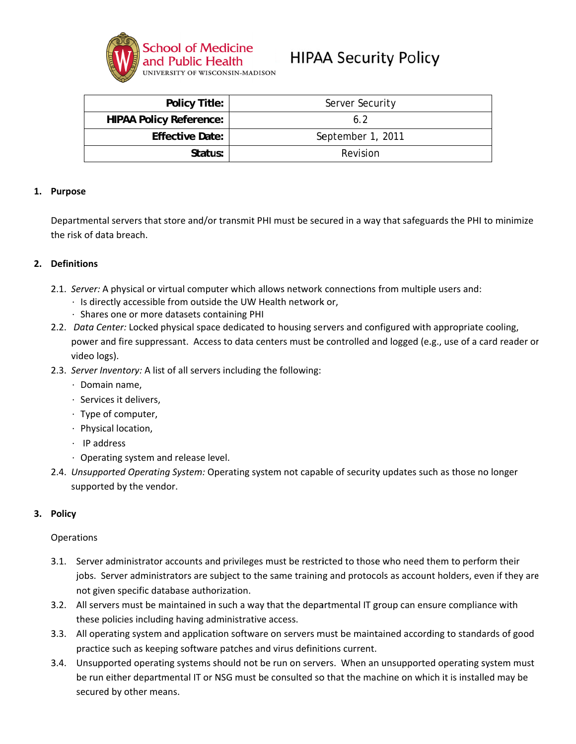School of Medicine and Public Health
UNIVERSITY OF WISCONSIN-MADISON

# HIPAA Security Policy

| **Policy Title:** | Server Security |
|---|---|
| **HIPAA Policy Reference:** | 6.2 |
| **Effective Date:** | September 1, 2011 |
| **Status:** | Revision |

## 1. Purpose

Departmental servers that store and/or transmit PHI must be secured in a way that safeguards the PHI to minimize the risk of data breach.

## 2. Definitions

2.1. *Server:* A physical or virtual computer which allows network connections from multiple users and:
- Is directly accessible from outside the UW Health network or,
- Shares one or more datasets containing PHI

2.2. *Data Center:* Locked physical space dedicated to housing servers and configured with appropriate cooling, power and fire suppressant. Access to data centers must be controlled and logged (e.g., use of a card reader or video logs).

2.3. *Server Inventory:* A list of all servers including the following:
- Domain name,
- Services it delivers,
- Type of computer,
- Physical location,
- IP address
- Operating system and release level.

2.4. *Unsupported Operating System:* Operating system not capable of security updates such as those no longer supported by the vendor.

## 3. Policy

Operations

3.1. Server administrator accounts and privileges must be restricted to those who need them to perform their jobs. Server administrators are subject to the same training and protocols as account holders, even if they are not given specific database authorization.

3.2. All servers must be maintained in such a way that the departmental IT group can ensure compliance with these policies including having administrative access.

3.3. All operating system and application software on servers must be maintained according to standards of good practice such as keeping software patches and virus definitions current.

3.4. Unsupported operating systems should not be run on servers. When an unsupported operating system must be run either departmental IT or NSG must be consulted so that the machine on which it is installed may be secured by other means.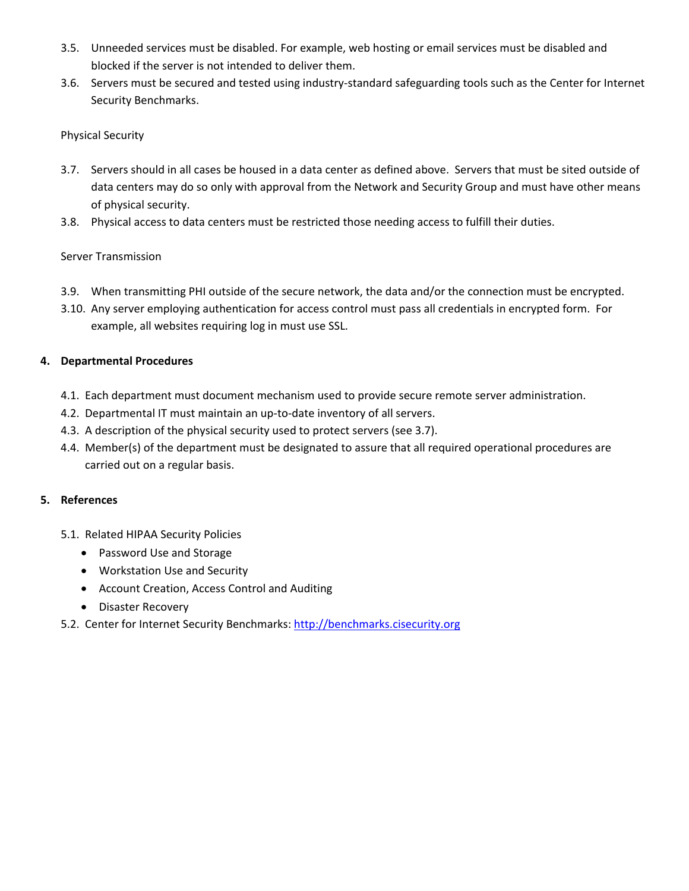3.5. Unneeded services must be disabled. For example, web hosting or email services must be disabled and blocked if the server is not intended to deliver them.

3.6. Servers must be secured and tested using industry-standard safeguarding tools such as the Center for Internet Security Benchmarks.

Physical Security

3.7. Servers should in all cases be housed in a data center as defined above. Servers that must be sited outside of data centers may do so only with approval from the Network and Security Group and must have other means of physical security.

3.8. Physical access to data centers must be restricted those needing access to fulfill their duties.

Server Transmission

3.9. When transmitting PHI outside of the secure network, the data and/or the connection must be encrypted.

3.10. Any server employing authentication for access control must pass all credentials in encrypted form. For example, all websites requiring log in must use SSL.

## 4. Departmental Procedures

4.1. Each department must document mechanism used to provide secure remote server administration.

4.2. Departmental IT must maintain an up-to-date inventory of all servers.

4.3. A description of the physical security used to protect servers (see 3.7).

4.4. Member(s) of the department must be designated to assure that all required operational procedures are carried out on a regular basis.

## 5. References

5.1. Related HIPAA Security Policies

- Password Use and Storage
- Workstation Use and Security
- Account Creation, Access Control and Auditing
- Disaster Recovery

5.2. Center for Internet Security Benchmarks: http://benchmarks.cisecurity.org